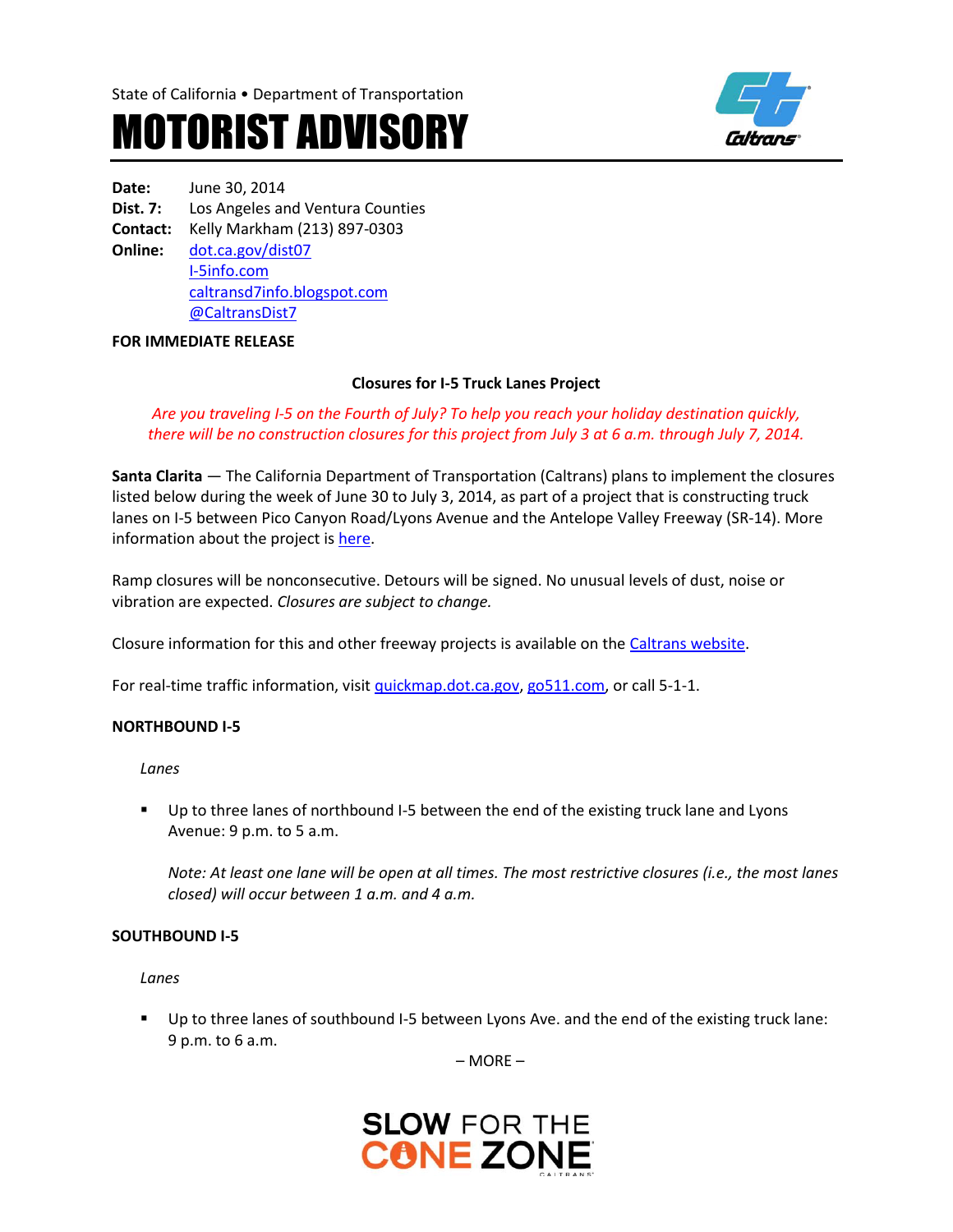State of California • Department of Transportation

# MOTORIST ADVISORY

**Date:** June 30, 2014
**Dist. 7:** Los Angeles and Ventura Counties
**Contact:** Kelly Markham (213) 897-0303
**Online:** dot.ca.gov/dist07
I-5info.com
caltransd7info.blogspot.com
@CaltransDist7

**FOR IMMEDIATE RELEASE**

## Closures for I-5 Truck Lanes Project

*Are you traveling I-5 on the Fourth of July? To help you reach your holiday destination quickly, there will be no construction closures for this project from July 3 at 6 a.m. through July 7, 2014.*

**Santa Clarita** — The California Department of Transportation (Caltrans) plans to implement the closures listed below during the week of June 30 to July 3, 2014, as part of a project that is constructing truck lanes on I-5 between Pico Canyon Road/Lyons Avenue and the Antelope Valley Freeway (SR-14). More information about the project is here.

Ramp closures will be nonconsecutive. Detours will be signed. No unusual levels of dust, noise or vibration are expected. *Closures are subject to change.*

Closure information for this and other freeway projects is available on the Caltrans website.

For real-time traffic information, visit quickmap.dot.ca.gov, go511.com, or call 5-1-1.

### NORTHBOUND I-5

*Lanes*

- Up to three lanes of northbound I-5 between the end of the existing truck lane and Lyons Avenue: 9 p.m. to 5 a.m.

  *Note: At least one lane will be open at all times. The most restrictive closures (i.e., the most lanes closed) will occur between 1 a.m. and 4 a.m.*

### SOUTHBOUND I-5

*Lanes*

- Up to three lanes of southbound I-5 between Lyons Ave. and the end of the existing truck lane: 9 p.m. to 6 a.m.

– MORE –

SLOW FOR THE CONE ZONE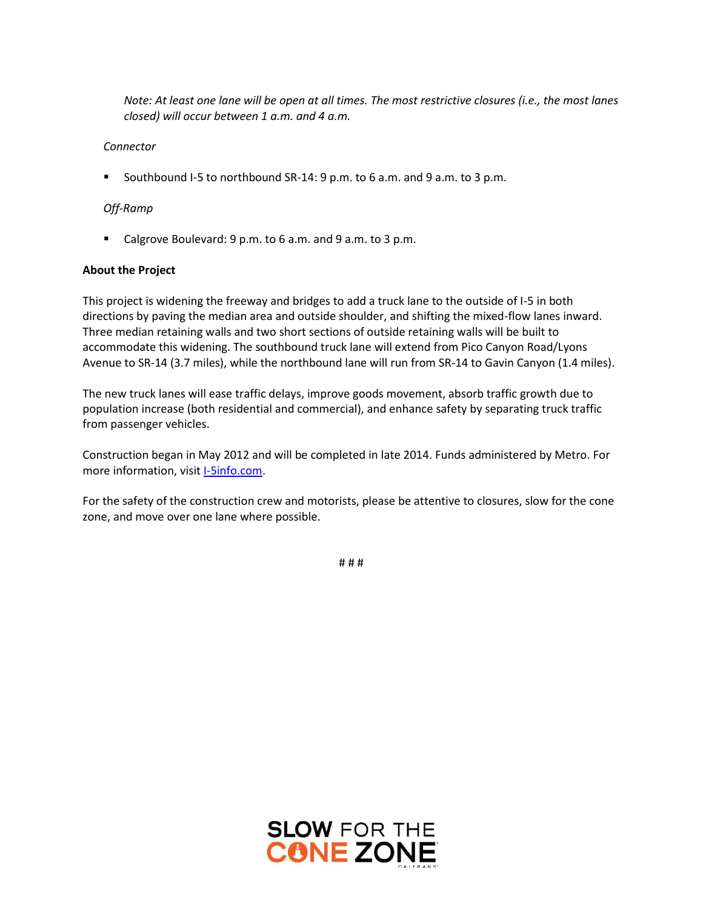*Note: At least one lane will be open at all times. The most restrictive closures (i.e., the most lanes closed) will occur between 1 a.m. and 4 a.m.*

*Connector*

- Southbound I-5 to northbound SR-14: 9 p.m. to 6 a.m. and 9 a.m. to 3 p.m.

*Off-Ramp*

- Calgrove Boulevard: 9 p.m. to 6 a.m. and 9 a.m. to 3 p.m.

**About the Project**

This project is widening the freeway and bridges to add a truck lane to the outside of I-5 in both directions by paving the median area and outside shoulder, and shifting the mixed-flow lanes inward. Three median retaining walls and two short sections of outside retaining walls will be built to accommodate this widening. The southbound truck lane will extend from Pico Canyon Road/Lyons Avenue to SR-14 (3.7 miles), while the northbound lane will run from SR-14 to Gavin Canyon (1.4 miles).

The new truck lanes will ease traffic delays, improve goods movement, absorb traffic growth due to population increase (both residential and commercial), and enhance safety by separating truck traffic from passenger vehicles.

Construction began in May 2012 and will be completed in late 2014. Funds administered by Metro. For more information, visit [I-5info.com](http://I-5info.com).

For the safety of the construction crew and motorists, please be attentive to closures, slow for the cone zone, and move over one lane where possible.

# # #

SLOW FOR THE CONE ZONE